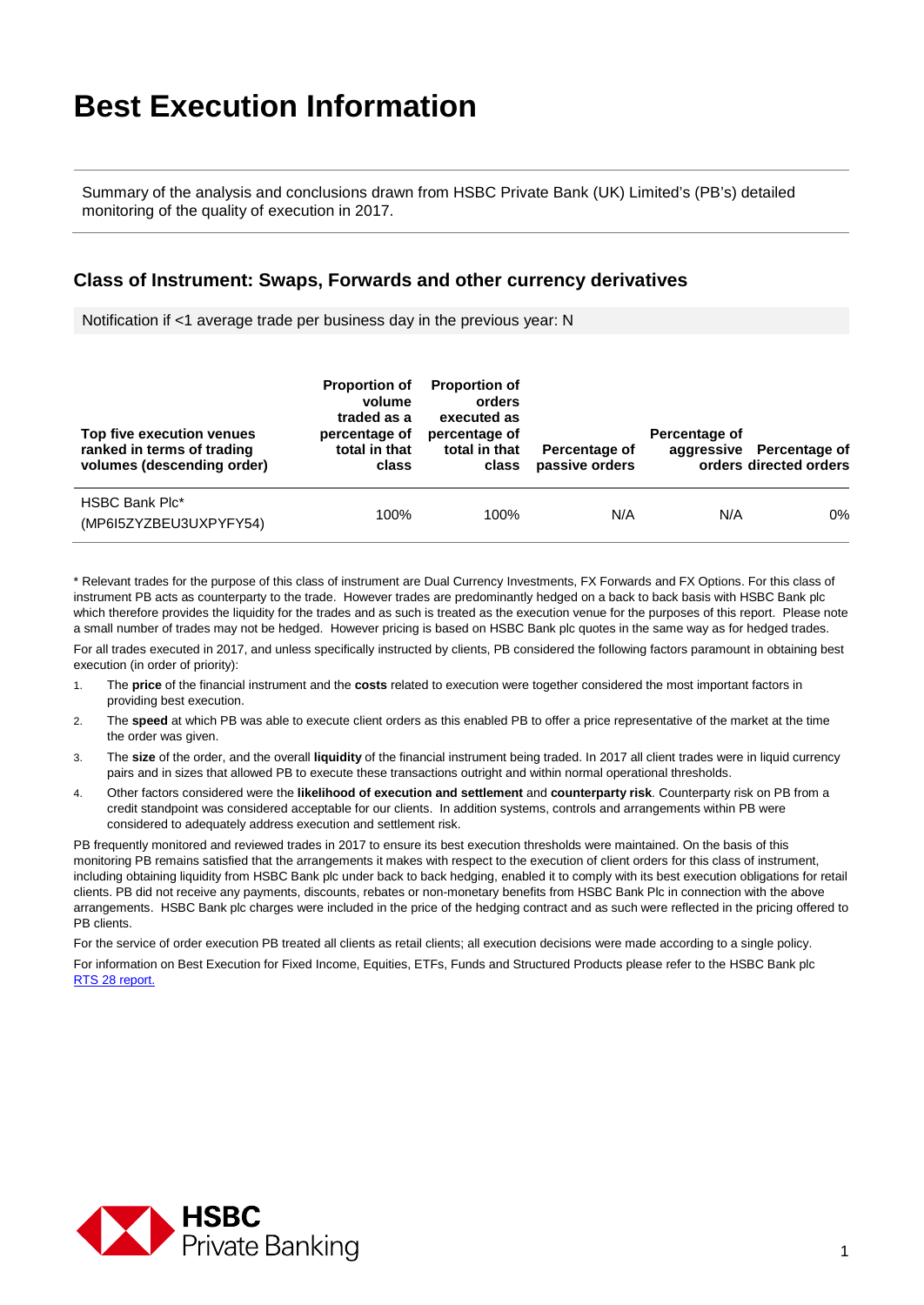# Best Execution Information

Summary of the analysis and conclusions drawn from HSBC Private Bank (UK) Limited's (PB's) detailed monitoring of the quality of execution in 2017.

## Class of Instrument: Swaps, Forwards and other currency derivatives

Notification if <1 average trade per business day in the previous year: N

| Top five execution venues ranked in terms of trading volumes (descending order) | Proportion of volume traded as a percentage of total in that class | Proportion of orders executed as percentage of total in that class | Percentage of passive orders | Percentage of aggressive orders | Percentage of directed orders |
|---|---|---|---|---|---|
| HSBC Bank Plc* (MP6I5ZYZBEU3UXPYFY54) | 100% | 100% | N/A | N/A | 0% |

* Relevant trades for the purpose of this class of instrument are Dual Currency Investments, FX Forwards and FX Options. For this class of instrument PB acts as counterparty to the trade. However trades are predominantly hedged on a back to back basis with HSBC Bank plc which therefore provides the liquidity for the trades and as such is treated as the execution venue for the purposes of this report. Please note a small number of trades may not be hedged. However pricing is based on HSBC Bank plc quotes in the same way as for hedged trades.

For all trades executed in 2017, and unless specifically instructed by clients, PB considered the following factors paramount in obtaining best execution (in order of priority):

1. The **price** of the financial instrument and the **costs** related to execution were together considered the most important factors in providing best execution.
2. The **speed** at which PB was able to execute client orders as this enabled PB to offer a price representative of the market at the time the order was given.
3. The **size** of the order, and the overall **liquidity** of the financial instrument being traded. In 2017 all client trades were in liquid currency pairs and in sizes that allowed PB to execute these transactions outright and within normal operational thresholds.
4. Other factors considered were the **likelihood of execution and settlement** and **counterparty risk**. Counterparty risk on PB from a credit standpoint was considered acceptable for our clients. In addition systems, controls and arrangements within PB were considered to adequately address execution and settlement risk.

PB frequently monitored and reviewed trades in 2017 to ensure its best execution thresholds were maintained. On the basis of this monitoring PB remains satisfied that the arrangements it makes with respect to the execution of client orders for this class of instrument, including obtaining liquidity from HSBC Bank plc under back to back hedging, enabled it to comply with its best execution obligations for retail clients. PB did not receive any payments, discounts, rebates or non-monetary benefits from HSBC Bank Plc in connection with the above arrangements. HSBC Bank plc charges were included in the price of the hedging contract and as such were reflected in the pricing offered to PB clients.

For the service of order execution PB treated all clients as retail clients; all execution decisions were made according to a single policy.

For information on Best Execution for Fixed Income, Equities, ETFs, Funds and Structured Products please refer to the HSBC Bank plc [RTS 28 report.](RTS 28 report.)

HSBC Private Banking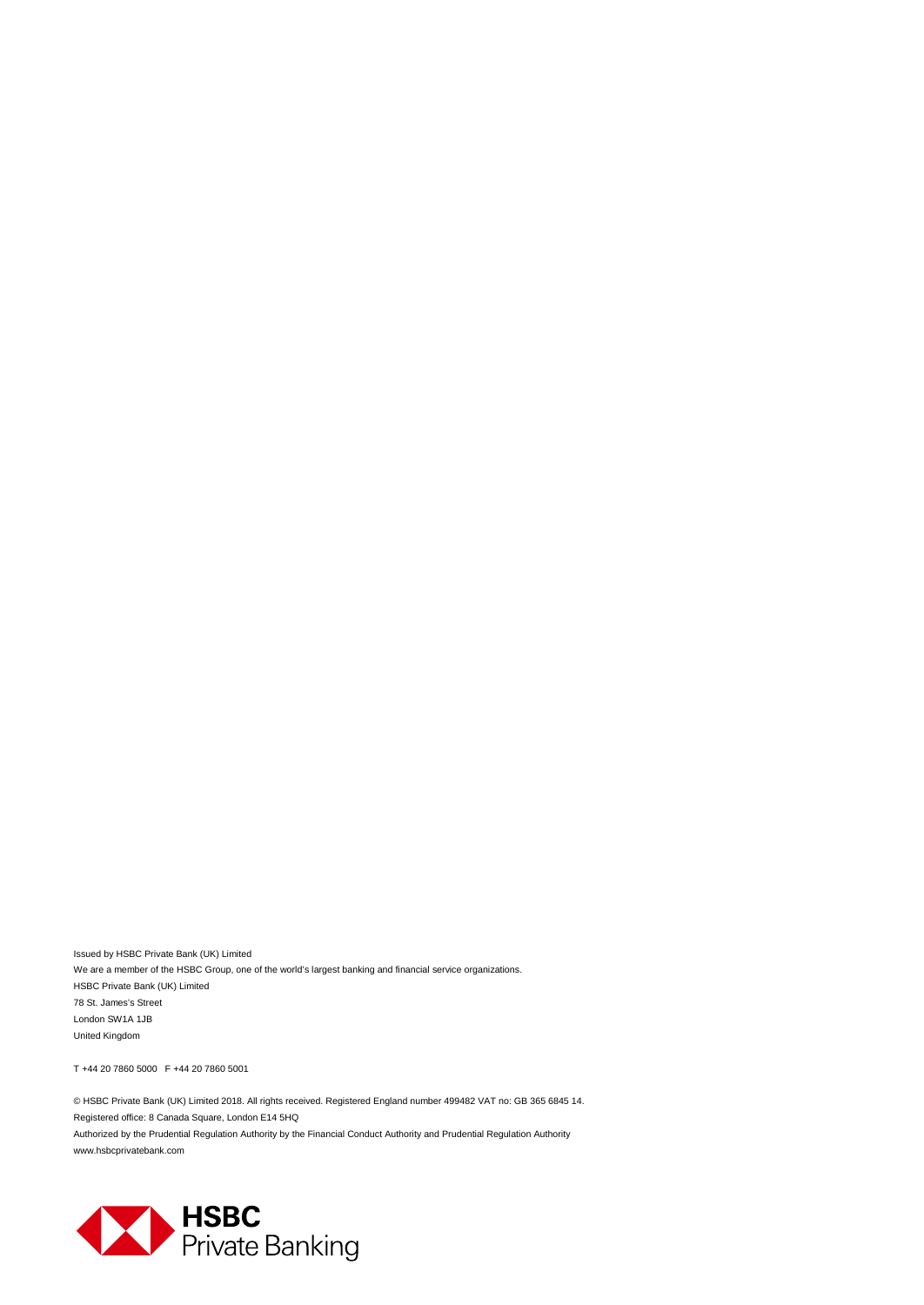Issued by HSBC Private Bank (UK) Limited

We are a member of the HSBC Group, one of the world's largest banking and financial service organizations.

HSBC Private Bank (UK) Limited

78 St. James's Street

London SW1A 1JB

United Kingdom

T +44 20 7860 5000 F +44 20 7860 5001

© HSBC Private Bank (UK) Limited 2018. All rights received. Registered England number 499482 VAT no: GB 365 6845 14.

Registered office: 8 Canada Square, London E14 5HQ

Authorized by the Prudential Regulation Authority by the Financial Conduct Authority and Prudential Regulation Authority

www.hsbcprivatebank.com

HSBC
Private Banking